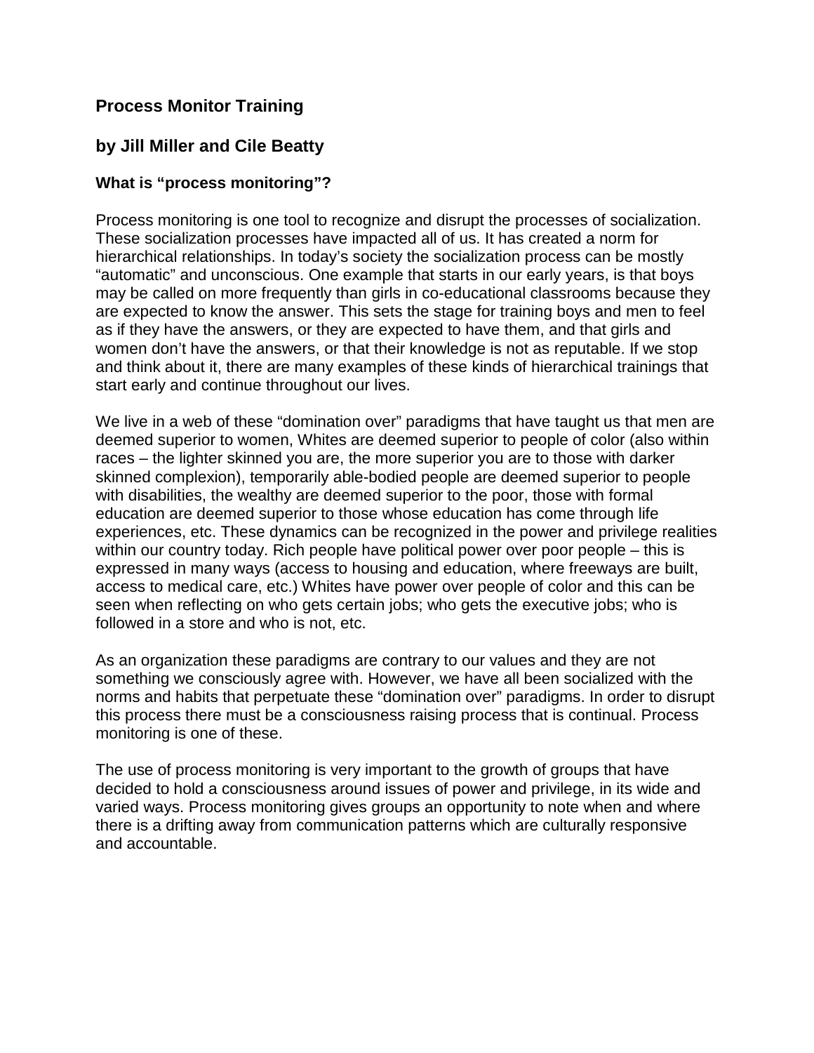# Process Monitor Training

## by Jill Miller and Cile Beatty

### What is "process monitoring"?

Process monitoring is one tool to recognize and disrupt the processes of socialization. These socialization processes have impacted all of us. It has created a norm for hierarchical relationships. In today's society the socialization process can be mostly "automatic" and unconscious. One example that starts in our early years, is that boys may be called on more frequently than girls in co-educational classrooms because they are expected to know the answer. This sets the stage for training boys and men to feel as if they have the answers, or they are expected to have them, and that girls and women don't have the answers, or that their knowledge is not as reputable. If we stop and think about it, there are many examples of these kinds of hierarchical trainings that start early and continue throughout our lives.

We live in a web of these "domination over" paradigms that have taught us that men are deemed superior to women, Whites are deemed superior to people of color (also within races – the lighter skinned you are, the more superior you are to those with darker skinned complexion), temporarily able-bodied people are deemed superior to people with disabilities, the wealthy are deemed superior to the poor, those with formal education are deemed superior to those whose education has come through life experiences, etc. These dynamics can be recognized in the power and privilege realities within our country today. Rich people have political power over poor people – this is expressed in many ways (access to housing and education, where freeways are built, access to medical care, etc.) Whites have power over people of color and this can be seen when reflecting on who gets certain jobs; who gets the executive jobs; who is followed in a store and who is not, etc.

As an organization these paradigms are contrary to our values and they are not something we consciously agree with. However, we have all been socialized with the norms and habits that perpetuate these "domination over" paradigms. In order to disrupt this process there must be a consciousness raising process that is continual. Process monitoring is one of these.

The use of process monitoring is very important to the growth of groups that have decided to hold a consciousness around issues of power and privilege, in its wide and varied ways. Process monitoring gives groups an opportunity to note when and where there is a drifting away from communication patterns which are culturally responsive and accountable.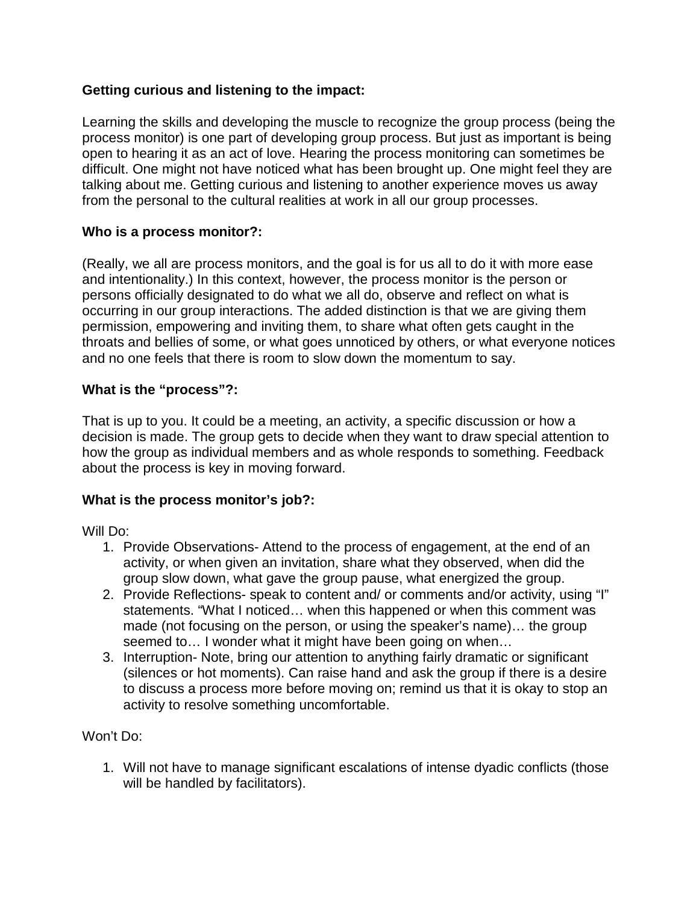**Getting curious and listening to the impact:**

Learning the skills and developing the muscle to recognize the group process (being the process monitor) is one part of developing group process. But just as important is being open to hearing it as an act of love. Hearing the process monitoring can sometimes be difficult. One might not have noticed what has been brought up. One might feel they are talking about me. Getting curious and listening to another experience moves us away from the personal to the cultural realities at work in all our group processes.

**Who is a process monitor?:**

(Really, we all are process monitors, and the goal is for us all to do it with more ease and intentionality.) In this context, however, the process monitor is the person or persons officially designated to do what we all do, observe and reflect on what is occurring in our group interactions. The added distinction is that we are giving them permission, empowering and inviting them, to share what often gets caught in the throats and bellies of some, or what goes unnoticed by others, or what everyone notices and no one feels that there is room to slow down the momentum to say.

**What is the "process"?:**

That is up to you. It could be a meeting, an activity, a specific discussion or how a decision is made. The group gets to decide when they want to draw special attention to how the group as individual members and as whole responds to something. Feedback about the process is key in moving forward.

**What is the process monitor's job?:**

Will Do:

1. Provide Observations- Attend to the process of engagement, at the end of an activity, or when given an invitation, share what they observed, when did the group slow down, what gave the group pause, what energized the group.
2. Provide Reflections- speak to content and/ or comments and/or activity, using "I" statements. "What I noticed… when this happened or when this comment was made (not focusing on the person, or using the speaker's name)… the group seemed to… I wonder what it might have been going on when…
3. Interruption- Note, bring our attention to anything fairly dramatic or significant (silences or hot moments). Can raise hand and ask the group if there is a desire to discuss a process more before moving on; remind us that it is okay to stop an activity to resolve something uncomfortable.

Won't Do:

1. Will not have to manage significant escalations of intense dyadic conflicts (those will be handled by facilitators).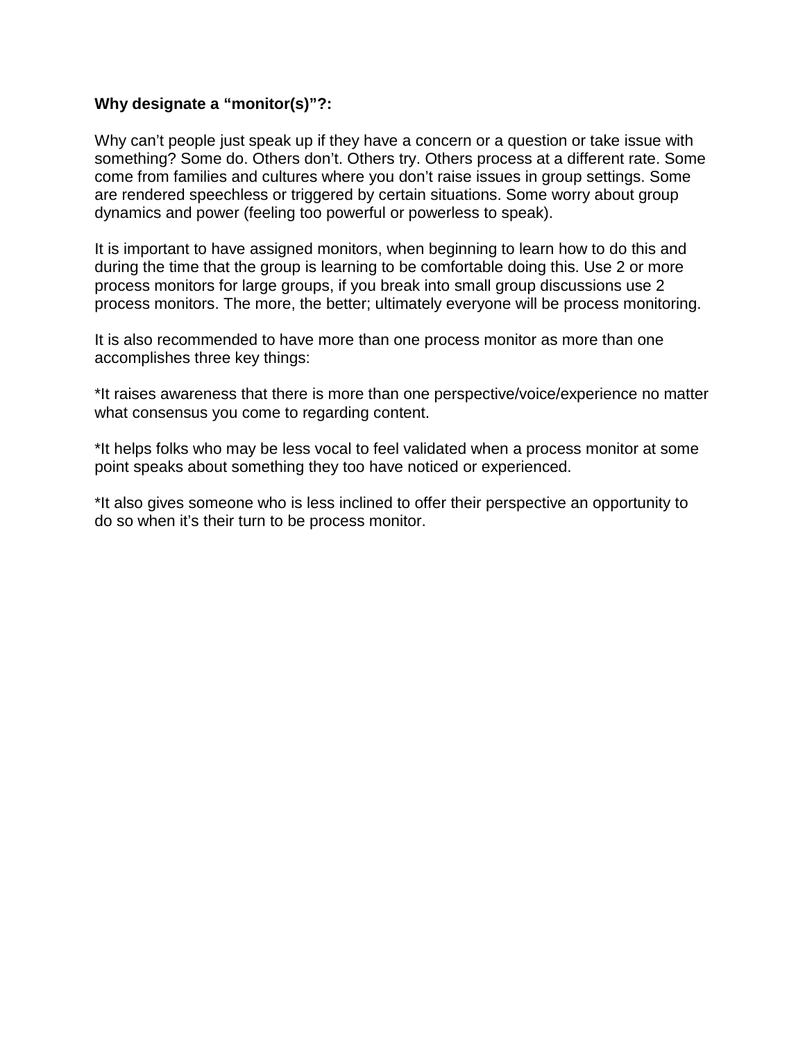**Why designate a “monitor(s)”?:**

Why can’t people just speak up if they have a concern or a question or take issue with something? Some do. Others don’t. Others try. Others process at a different rate. Some come from families and cultures where you don’t raise issues in group settings. Some are rendered speechless or triggered by certain situations. Some worry about group dynamics and power (feeling too powerful or powerless to speak).

It is important to have assigned monitors, when beginning to learn how to do this and during the time that the group is learning to be comfortable doing this. Use 2 or more process monitors for large groups, if you break into small group discussions use 2 process monitors. The more, the better; ultimately everyone will be process monitoring.

It is also recommended to have more than one process monitor as more than one accomplishes three key things:

*It raises awareness that there is more than one perspective/voice/experience no matter what consensus you come to regarding content.

*It helps folks who may be less vocal to feel validated when a process monitor at some point speaks about something they too have noticed or experienced.

*It also gives someone who is less inclined to offer their perspective an opportunity to do so when it’s their turn to be process monitor.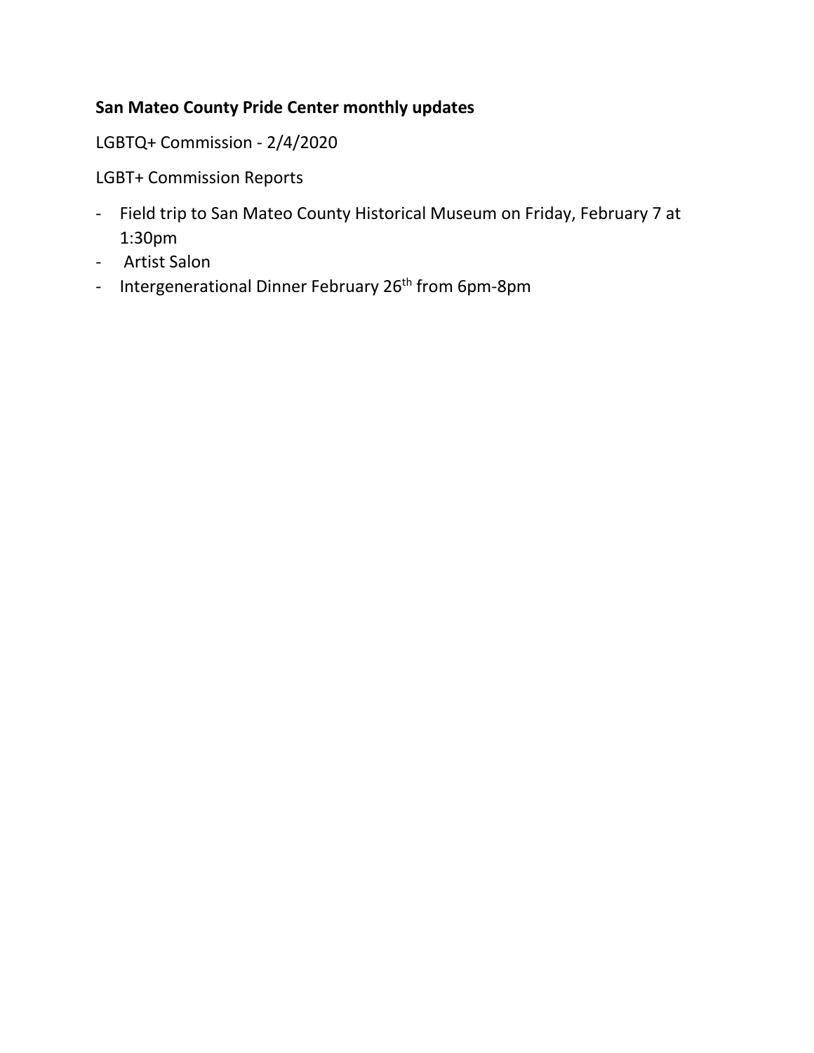**San Mateo County Pride Center monthly updates**

LGBTQ+ Commission - 2/4/2020

LGBT+ Commission Reports

- Field trip to San Mateo County Historical Museum on Friday, February 7 at 1:30pm
- Artist Salon
- Intergenerational Dinner February 26th from 6pm-8pm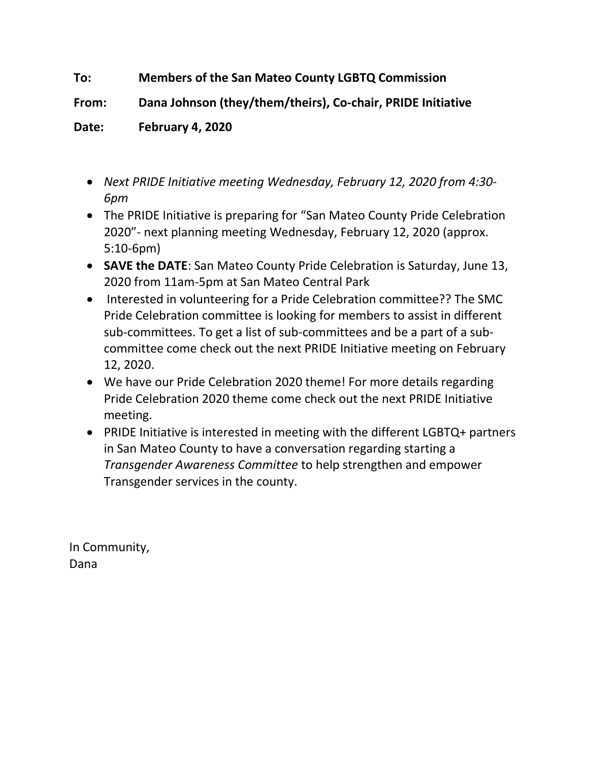**To:** **Members of the San Mateo County LGBTQ Commission**

**From:** **Dana Johnson (they/them/theirs), Co-chair, PRIDE Initiative**

**Date:** **February 4, 2020**

- *Next PRIDE Initiative meeting Wednesday, February 12, 2020 from 4:30-6pm*
- The PRIDE Initiative is preparing for "San Mateo County Pride Celebration 2020"- next planning meeting Wednesday, February 12, 2020 (approx. 5:10-6pm)
- **SAVE the DATE**: San Mateo County Pride Celebration is Saturday, June 13, 2020 from 11am-5pm at San Mateo Central Park
- Interested in volunteering for a Pride Celebration committee?? The SMC Pride Celebration committee is looking for members to assist in different sub-committees. To get a list of sub-committees and be a part of a sub-committee come check out the next PRIDE Initiative meeting on February 12, 2020.
- We have our Pride Celebration 2020 theme! For more details regarding Pride Celebration 2020 theme come check out the next PRIDE Initiative meeting.
- PRIDE Initiative is interested in meeting with the different LGBTQ+ partners in San Mateo County to have a conversation regarding starting a *Transgender Awareness Committee* to help strengthen and empower Transgender services in the county.

In Community,
Dana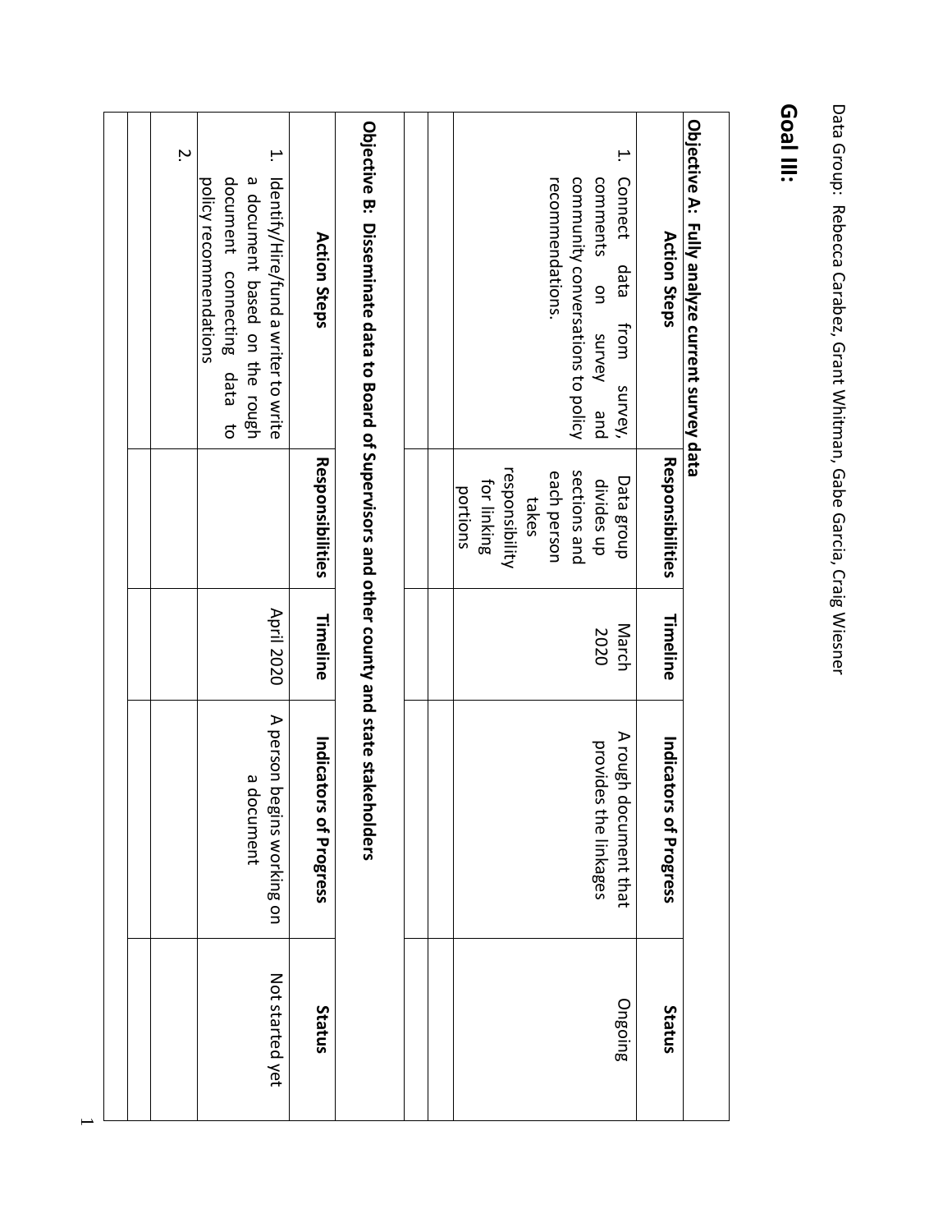Data Group: Rebecca Carabez, Grant Whitman, Gabe Garcia, Craig Wiesner

# Goal III:

**Objective A: Fully analyze current survey data**

| Action Steps | Responsibilities | Timeline | Indicators of Progress | Status |
|---|---|---|---|---|
| 1. Connect data from survey, comments on survey and community conversations to policy recommendations. | Data group divides up sections and each person takes responsibility for linking portions | March 2020 | A rough document that provides the linkages | Ongoing |
| | | | | |
| | | | | |

**Objective B: Disseminate data to Board of Supervisors and other county and state stakeholders**

| Action Steps | Responsibilities | Timeline | Indicators of Progress | Status |
|---|---|---|---|---|
| 1. Identify/Hire/fund a writer to write a document based on the rough document connecting data to policy recommendations | | April 2020 | A person begins working on a document | Not started yet |
| 2. | | | | |
| | | | | |
| | | | | |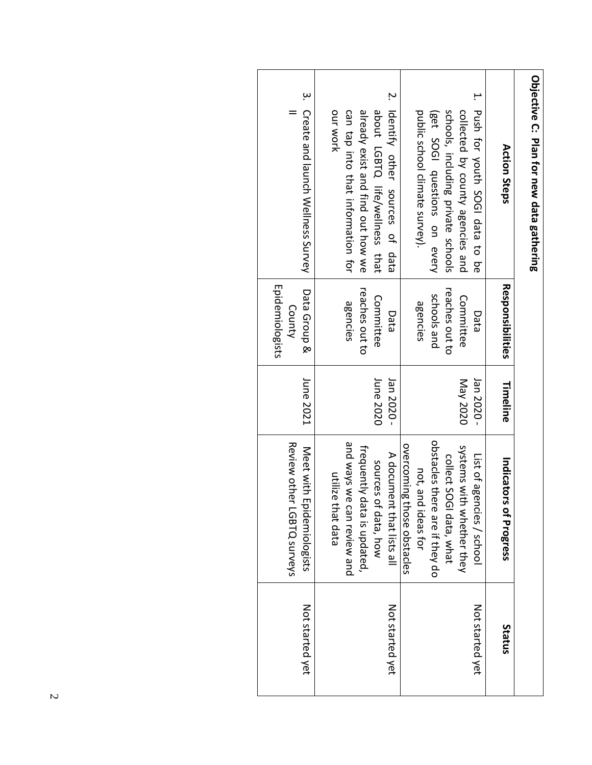**Objective C: Plan for new data gathering**

| Action Steps | Responsibilities | Timeline | Indicators of Progress | Status |
|---|---|---|---|---|
| 1. Push for youth SOGI data to be collected by county agencies and schools, including private schools (get SOGI questions on every public school climate survey). | Data Committee reaches out to schools and agencies | Jan 2020 - May 2020 | List of agencies / school systems with whether they collect SOGI data, what obstacles there are if they do not, and ideas for overcoming those obstacles | Not started yet |
| 2. Identify other sources of data about LGBTQ life/wellness that already exist and find out how we can tap into that information for our work | Data Committee reaches out to agencies | Jan 2020 - June 2020 | A document that lists all sources of data, how frequently data is updated, and ways we can review and utilize that data | Not started yet |
| 3. Create and launch Wellness Survey II | Data Group & County Epidemiologists | June 2021 | Meet with Epidemiologists Review other LGBTQ surveys | Not started yet |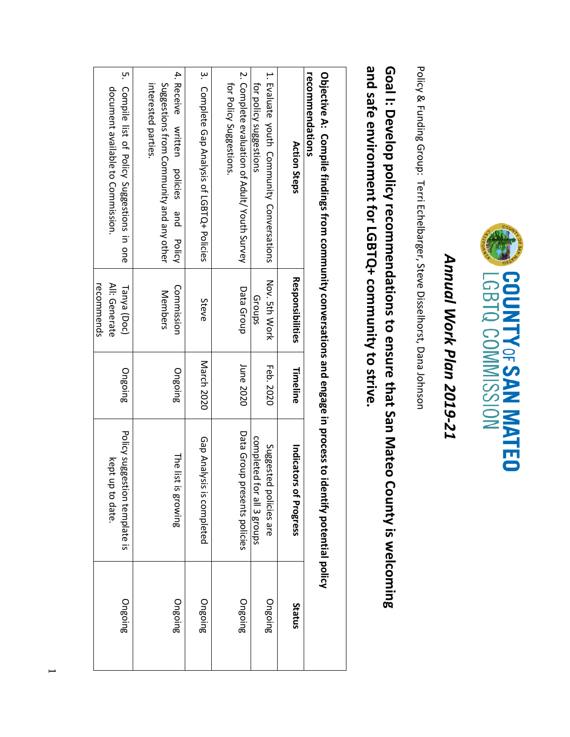# COUNTY OF SAN MATEO LGBTQ COMMISSION

## *Annual Work Plan 2019-21*

Policy & Funding Group: Terri Echelbarger, Steve Disselhorst, Dana Johnson

## Goal I: Develop policy recommendations to ensure that San Mateo County is welcoming and safe environment for LGBTQ+ community to strive.

| **Objective A: Compile findings from community conversations and engage in process to identify potential policy recommendations** | | | | |
|---|---|---|---|---|
| **Action Steps** | **Responsibilities** | **Timeline** | **Indicators of Progress** | **Status** |
| 1. Evaluate youth Community Conversations for policy suggestions | Nov. 5th Work Groups | Feb. 2020 | Suggested policies are completed for all 3 groups | Ongoing |
| 2. Complete evaluation of Adult/Youth Survey for Policy Suggestions. | Data Group | June 2020 | Data Group presents policies | Ongoing |
| 3. Complete Gap Analysis of LGBTQ+ Policies | Steve | March 2020 | Gap Analysis is completed | Ongoing |
| 4. Receive written policies and Policy Suggestions from Community and any other interested parties. | Commission Members | Ongoing | The list is growing | Ongoing |
| 5. Compile list of Policy Suggestions in one document available to Commission. | Tanya (Doc) All: Generate recommends | Ongoing | Policy suggestion template is kept up to date. | Ongoing |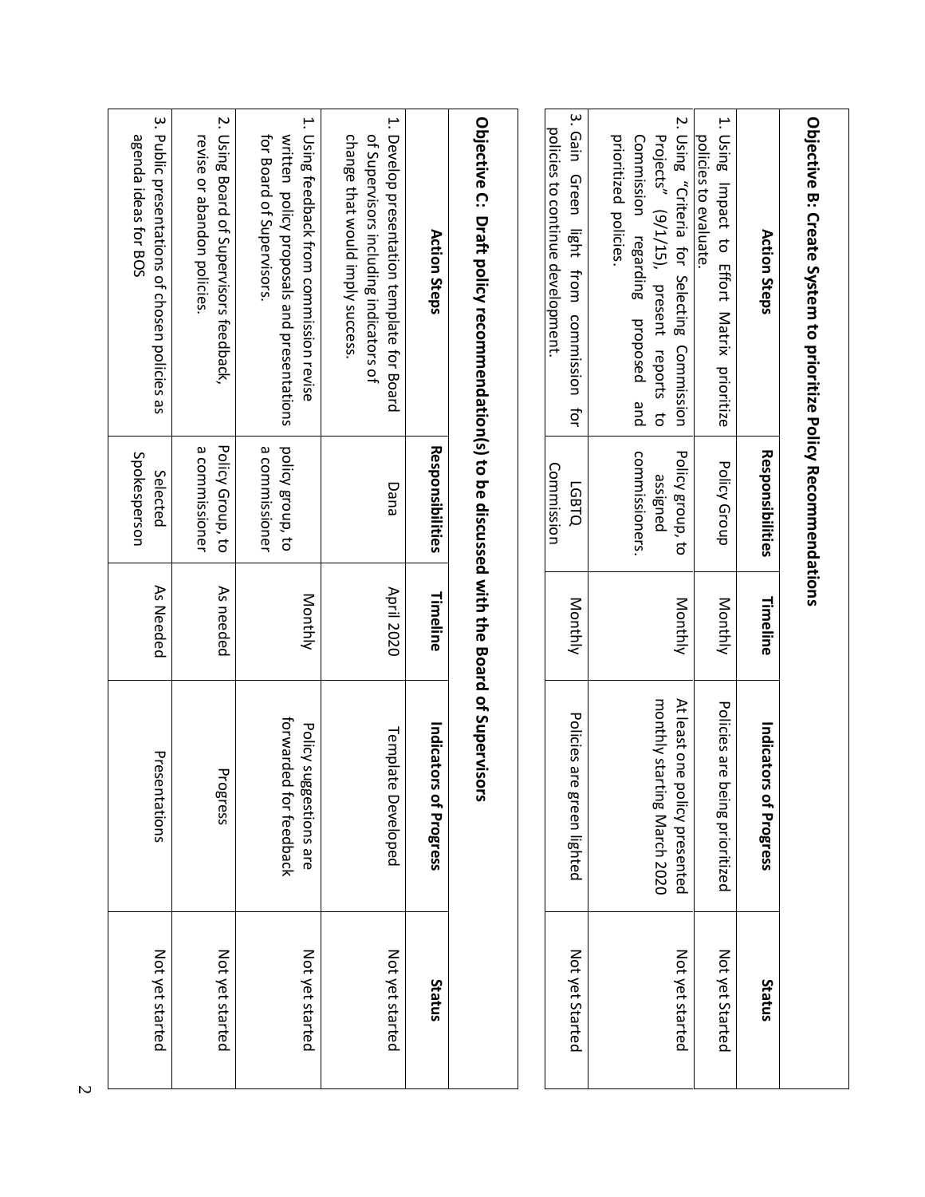**Objective B: Create System to prioritize Policy Recommendations**

| Action Steps | Responsibilities | Timeline | Indicators of Progress | Status |
|---|---|---|---|---|
| 1. Using Impact to Effort Matrix prioritize policies to evaluate. | Policy Group | Monthly | Policies are being prioritized | Not yet Started |
| 2. Using "Criteria for Selecting Commission Projects" (9/1/15), present reports to Commission regarding proposed and prioritized policies. | Policy group, to assigned commissioners. | Monthly | At least one policy presented monthly starting March 2020 | Not yet started |
| 3. Gain Green light from commission for policies to continue development. | LGBTQ Commission | Monthly | Policies are green lighted | Not yet Started |

**Objective C: Draft policy recommendation(s) to be discussed with the Board of Supervisors**

| Action Steps | Responsibilities | Timeline | Indicators of Progress | Status |
|---|---|---|---|---|
| 1. Develop presentation template for Board of Supervisors including indicators of change that would imply success. | Dana | April 2020 | Template Developed | Not yet started |
| 1. Using feedback from commission revise written policy proposals and presentations for Board of Supervisors. | policy group, to a commissioner | Monthly | Policy suggestions are forwarded for feedback | Not yet started |
| 2. Using Board of Supervisors feedback, revise or abandon policies. | Policy Group, to a commissioner | As needed | Progress | Not yet started |
| 3. Public presentations of chosen policies as agenda ideas for BOS | Selected Spokesperson | As Needed | Presentations | Not yet started |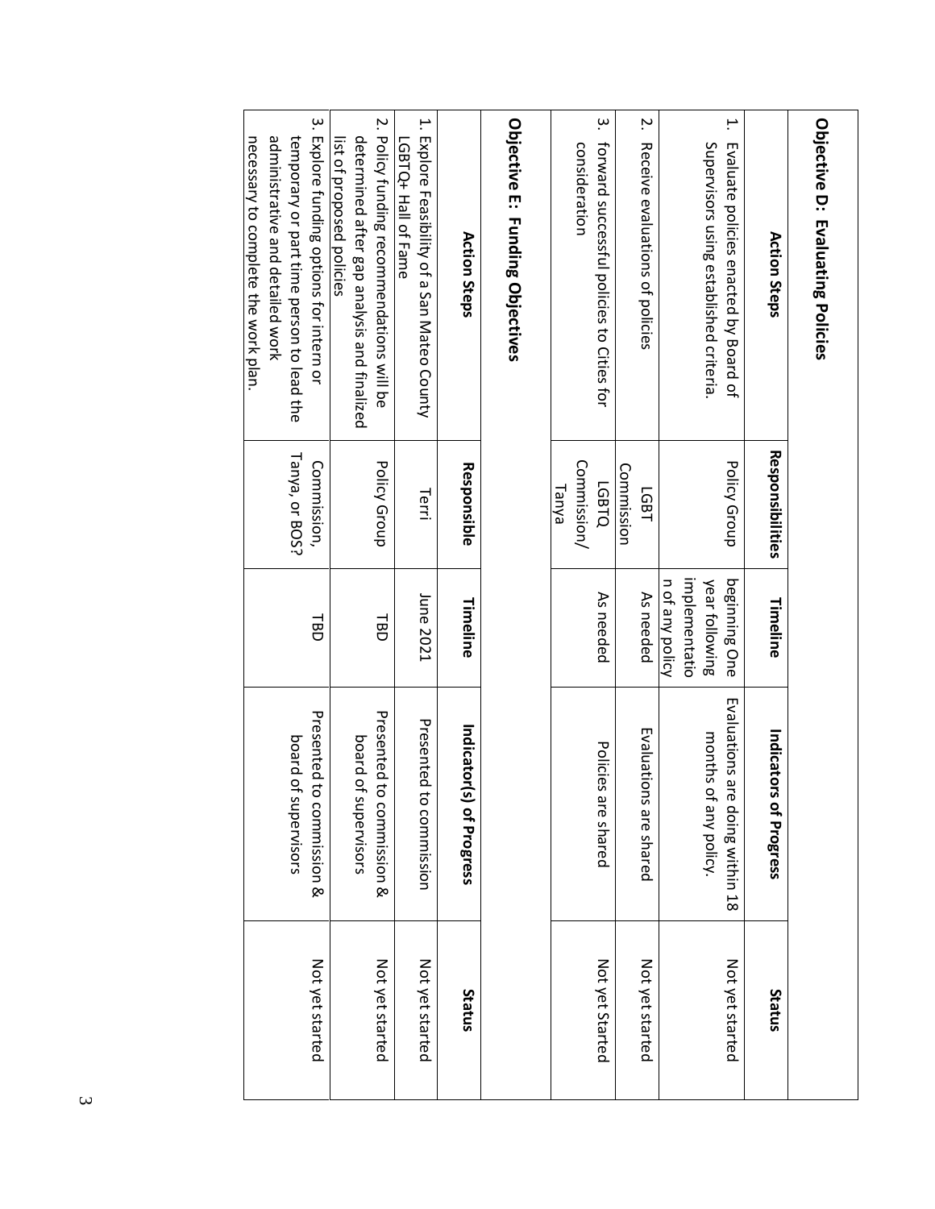**Objective D: Evaluating Policies**

| Action Steps | Responsibilities | Timeline | Indicators of Progress | Status |
|---|---|---|---|---|
| 1. Evaluate policies enacted by Board of Supervisors using established criteria. | Policy Group | beginning One year following implementation of any policy | Evaluations are doing within 18 months of any policy. | Not yet started |
| 2. Receive evaluations of policies | LGBT Commission | As needed | Evaluations are shared | Not yet started |
| 3. forward successful policies to Cities for consideration | LGBTQ Commission/ Tanya | As needed | Policies are shared | Not yet Started |

**Objective E: Funding Objectives**

| Action Steps | Responsible | Timeline | Indicator(s) of Progress | Status |
|---|---|---|---|---|
| 1. Explore Feasibility of a San Mateo County LGBTQ+ Hall of Fame | Terri | June 2021 | Presented to commission | Not yet started |
| 2. Policy funding recommendations will be determined after gap analysis and finalized list of proposed policies | Policy Group | TBD | Presented to commission & board of supervisors | Not yet started |
| 3. Explore funding options for intern or temporary or part time person to lead the administrative and detailed work necessary to complete the work plan. | Commission, Tanya, or BOS? | TBD | Presented to commission & board of supervisors | Not yet started |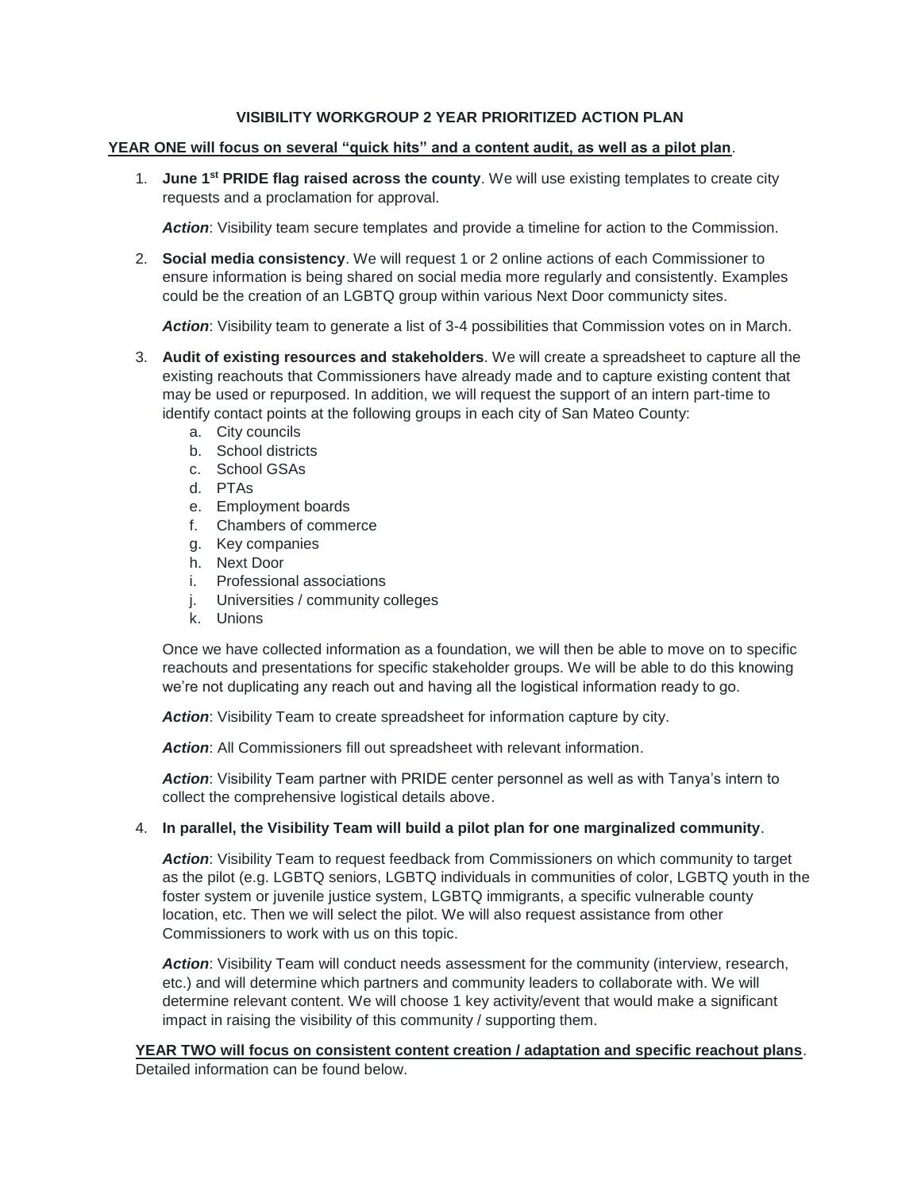**VISIBILITY WORKGROUP 2 YEAR PRIORITIZED ACTION PLAN**

**YEAR ONE will focus on several "quick hits" and a content audit, as well as a pilot plan**.

1. **June 1st PRIDE flag raised across the county**. We will use existing templates to create city requests and a proclamation for approval.

   ***Action***: Visibility team secure templates and provide a timeline for action to the Commission.

2. **Social media consistency**. We will request 1 or 2 online actions of each Commissioner to ensure information is being shared on social media more regularly and consistently. Examples could be the creation of an LGBTQ group within various Next Door communicty sites.

   ***Action***: Visibility team to generate a list of 3-4 possibilities that Commission votes on in March.

3. **Audit of existing resources and stakeholders**. We will create a spreadsheet to capture all the existing reachouts that Commissioners have already made and to capture existing content that may be used or repurposed. In addition, we will request the support of an intern part-time to identify contact points at the following groups in each city of San Mateo County:
   a. City councils
   b. School districts
   c. School GSAs
   d. PTAs
   e. Employment boards
   f. Chambers of commerce
   g. Key companies
   h. Next Door
   i. Professional associations
   j. Universities / community colleges
   k. Unions

   Once we have collected information as a foundation, we will then be able to move on to specific reachouts and presentations for specific stakeholder groups. We will be able to do this knowing we're not duplicating any reach out and having all the logistical information ready to go.

   ***Action***: Visibility Team to create spreadsheet for information capture by city.

   ***Action***: All Commissioners fill out spreadsheet with relevant information.

   ***Action***: Visibility Team partner with PRIDE center personnel as well as with Tanya's intern to collect the comprehensive logistical details above.

4. **In parallel, the Visibility Team will build a pilot plan for one marginalized community**.

   ***Action***: Visibility Team to request feedback from Commissioners on which community to target as the pilot (e.g. LGBTQ seniors, LGBTQ individuals in communities of color, LGBTQ youth in the foster system or juvenile justice system, LGBTQ immigrants, a specific vulnerable county location, etc. Then we will select the pilot. We will also request assistance from other Commissioners to work with us on this topic.

   ***Action***: Visibility Team will conduct needs assessment for the community (interview, research, etc.) and will determine which partners and community leaders to collaborate with. We will determine relevant content. We will choose 1 key activity/event that would make a significant impact in raising the visibility of this community / supporting them.

**YEAR TWO will focus on consistent content creation / adaptation and specific reachout plans**. Detailed information can be found below.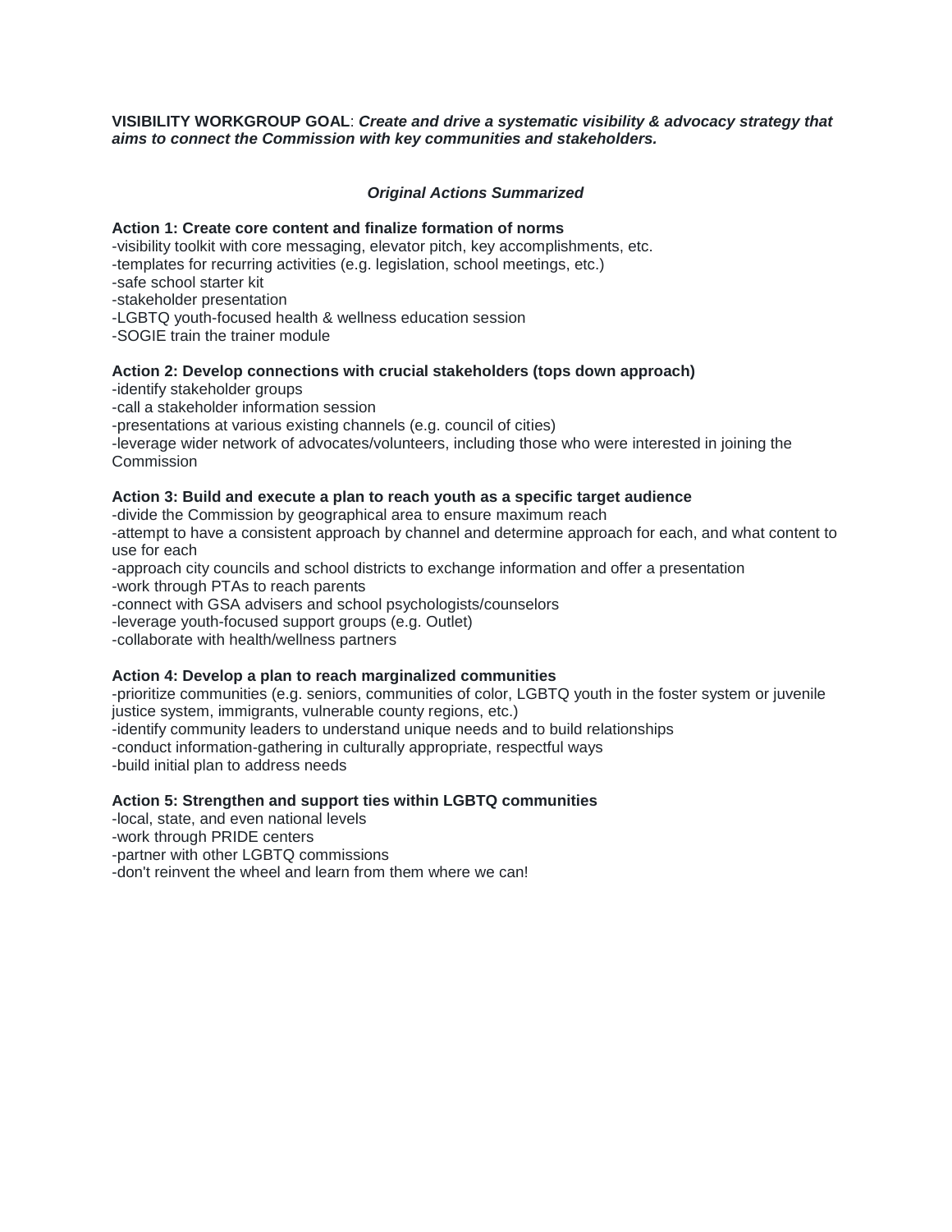**VISIBILITY WORKGROUP GOAL**: ***Create and drive a systematic visibility & advocacy strategy that aims to connect the Commission with key communities and stakeholders.***

***Original Actions Summarized***

**Action 1: Create core content and finalize formation of norms**

-visibility toolkit with core messaging, elevator pitch, key accomplishments, etc.
-templates for recurring activities (e.g. legislation, school meetings, etc.)
-safe school starter kit
-stakeholder presentation
-LGBTQ youth-focused health & wellness education session
-SOGIE train the trainer module

**Action 2: Develop connections with crucial stakeholders (tops down approach)**

-identify stakeholder groups
-call a stakeholder information session
-presentations at various existing channels (e.g. council of cities)
-leverage wider network of advocates/volunteers, including those who were interested in joining the Commission

**Action 3: Build and execute a plan to reach youth as a specific target audience**

-divide the Commission by geographical area to ensure maximum reach
-attempt to have a consistent approach by channel and determine approach for each, and what content to use for each
-approach city councils and school districts to exchange information and offer a presentation
-work through PTAs to reach parents
-connect with GSA advisers and school psychologists/counselors
-leverage youth-focused support groups (e.g. Outlet)
-collaborate with health/wellness partners

**Action 4: Develop a plan to reach marginalized communities**

-prioritize communities (e.g. seniors, communities of color, LGBTQ youth in the foster system or juvenile justice system, immigrants, vulnerable county regions, etc.)
-identify community leaders to understand unique needs and to build relationships
-conduct information-gathering in culturally appropriate, respectful ways
-build initial plan to address needs

**Action 5: Strengthen and support ties within LGBTQ communities**

-local, state, and even national levels
-work through PRIDE centers
-partner with other LGBTQ commissions
-don't reinvent the wheel and learn from them where we can!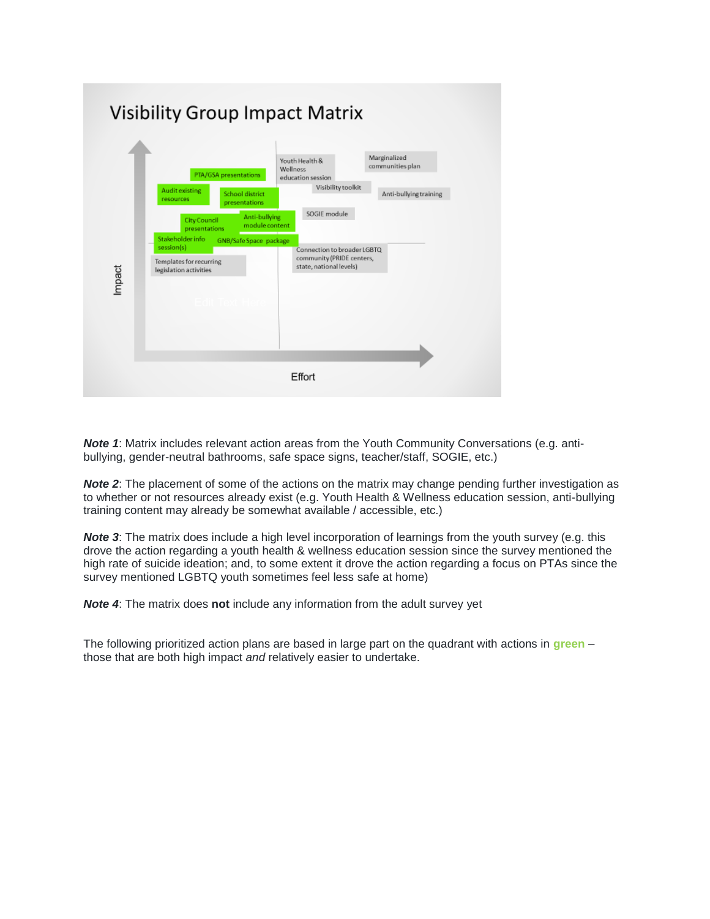## Visibility Group Impact Matrix

Impact

- PTA/GSA presentations
- Audit existing resources
- School district presentations
- City Council presentations
- Anti-bullying module content
- Stakeholder info session(s)
- GNB/Safe Space package
- Templates for recurring legislation activities
- Youth Health & Wellness education session
- Marginalized communities plan
- Visibility toolkit
- Anti-bullying training
- SOGIE module
- Connection to broader LGBTQ community (PRIDE centers, state, national levels)

Effort

***Note 1***: Matrix includes relevant action areas from the Youth Community Conversations (e.g. anti-bullying, gender-neutral bathrooms, safe space signs, teacher/staff, SOGIE, etc.)

***Note 2***: The placement of some of the actions on the matrix may change pending further investigation as to whether or not resources already exist (e.g. Youth Health & Wellness education session, anti-bullying training content may already be somewhat available / accessible, etc.)

***Note 3***: The matrix does include a high level incorporation of learnings from the youth survey (e.g. this drove the action regarding a youth health & wellness education session since the survey mentioned the high rate of suicide ideation; and, to some extent it drove the action regarding a focus on PTAs since the survey mentioned LGBTQ youth sometimes feel less safe at home)

***Note 4***: The matrix does **not** include any information from the adult survey yet

The following prioritized action plans are based in large part on the quadrant with actions in **green** – those that are both high impact *and* relatively easier to undertake.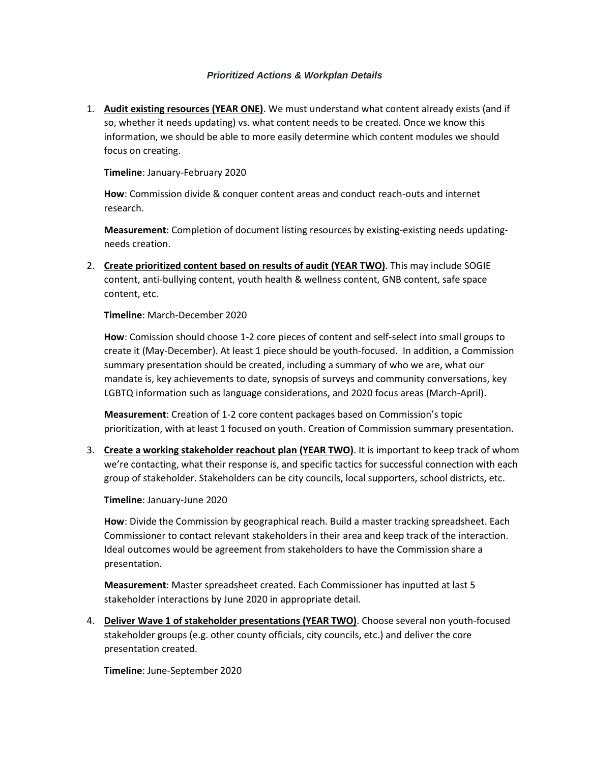***Prioritized Actions & Workplan Details***

1. **Audit existing resources (YEAR ONE)**. We must understand what content already exists (and if so, whether it needs updating) vs. what content needs to be created. Once we know this information, we should be able to more easily determine which content modules we should focus on creating.

   **Timeline**: January-February 2020

   **How**: Commission divide & conquer content areas and conduct reach-outs and internet research.

   **Measurement**: Completion of document listing resources by existing-existing needs updating-needs creation.

2. **Create prioritized content based on results of audit (YEAR TWO)**. This may include SOGIE content, anti-bullying content, youth health & wellness content, GNB content, safe space content, etc.

   **Timeline**: March-December 2020

   **How**: Comission should choose 1-2 core pieces of content and self-select into small groups to create it (May-December). At least 1 piece should be youth-focused. In addition, a Commission summary presentation should be created, including a summary of who we are, what our mandate is, key achievements to date, synopsis of surveys and community conversations, key LGBTQ information such as language considerations, and 2020 focus areas (March-April).

   **Measurement**: Creation of 1-2 core content packages based on Commission's topic prioritization, with at least 1 focused on youth. Creation of Commission summary presentation.

3. **Create a working stakeholder reachout plan (YEAR TWO)**. It is important to keep track of whom we're contacting, what their response is, and specific tactics for successful connection with each group of stakeholder. Stakeholders can be city councils, local supporters, school districts, etc.

   **Timeline**: January-June 2020

   **How**: Divide the Commission by geographical reach. Build a master tracking spreadsheet. Each Commissioner to contact relevant stakeholders in their area and keep track of the interaction. Ideal outcomes would be agreement from stakeholders to have the Commission share a presentation.

   **Measurement**: Master spreadsheet created. Each Commissioner has inputted at last 5 stakeholder interactions by June 2020 in appropriate detail.

4. **Deliver Wave 1 of stakeholder presentations (YEAR TWO)**. Choose several non youth-focused stakeholder groups (e.g. other county officials, city councils, etc.) and deliver the core presentation created.

   **Timeline**: June-September 2020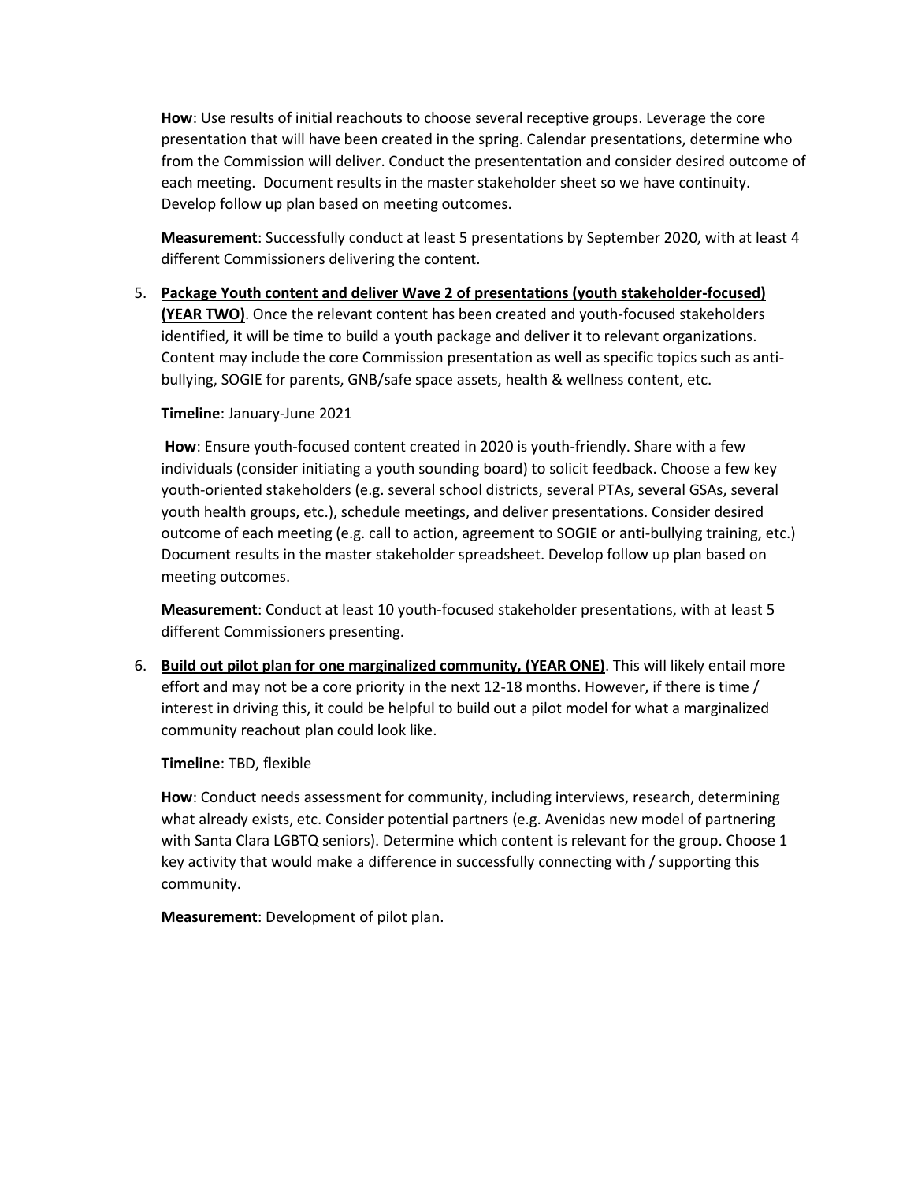**How**: Use results of initial reachouts to choose several receptive groups. Leverage the core presentation that will have been created in the spring. Calendar presentations, determine who from the Commission will deliver. Conduct the presententation and consider desired outcome of each meeting. Document results in the master stakeholder sheet so we have continuity. Develop follow up plan based on meeting outcomes.

**Measurement**: Successfully conduct at least 5 presentations by September 2020, with at least 4 different Commissioners delivering the content.

5. **<u>Package Youth content and deliver Wave 2 of presentations (youth stakeholder-focused) (YEAR TWO)</u>**. Once the relevant content has been created and youth-focused stakeholders identified, it will be time to build a youth package and deliver it to relevant organizations. Content may include the core Commission presentation as well as specific topics such as anti-bullying, SOGIE for parents, GNB/safe space assets, health & wellness content, etc.

   **Timeline**: January-June 2021

   **How**: Ensure youth-focused content created in 2020 is youth-friendly. Share with a few individuals (consider initiating a youth sounding board) to solicit feedback. Choose a few key youth-oriented stakeholders (e.g. several school districts, several PTAs, several GSAs, several youth health groups, etc.), schedule meetings, and deliver presentations. Consider desired outcome of each meeting (e.g. call to action, agreement to SOGIE or anti-bullying training, etc.) Document results in the master stakeholder spreadsheet. Develop follow up plan based on meeting outcomes.

   **Measurement**: Conduct at least 10 youth-focused stakeholder presentations, with at least 5 different Commissioners presenting.

6. **<u>Build out pilot plan for one marginalized community, (YEAR ONE)</u>**. This will likely entail more effort and may not be a core priority in the next 12-18 months. However, if there is time / interest in driving this, it could be helpful to build out a pilot model for what a marginalized community reachout plan could look like.

   **Timeline**: TBD, flexible

   **How**: Conduct needs assessment for community, including interviews, research, determining what already exists, etc. Consider potential partners (e.g. Avenidas new model of partnering with Santa Clara LGBTQ seniors). Determine which content is relevant for the group. Choose 1 key activity that would make a difference in successfully connecting with / supporting this community.

   **Measurement**: Development of pilot plan.